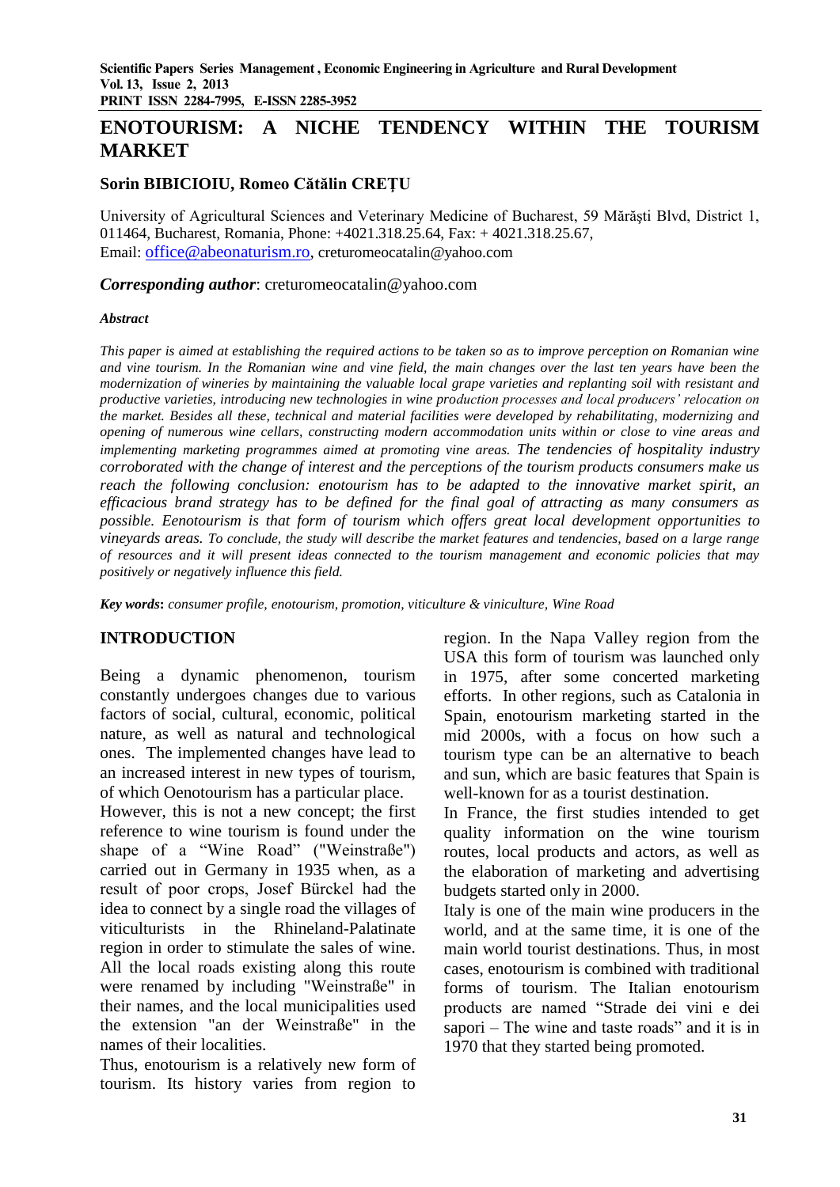# ENOTOURISM: A NICHE TENDENCY WITHIN THE TOURISM MARKET

**Sorin BIBICIOIU, Romeo Cătălin CREȚU**

University of Agricultural Sciences and Veterinary Medicine of Bucharest, 59 Mărăşti Blvd, District 1, 011464, Bucharest, Romania, Phone: +4021.318.25.64, Fax: + 4021.318.25.67, Email: office@abeonaturism.ro, creturomeocatalin@yahoo.com

***Corresponding author***: creturomeocatalin@yahoo.com

***Abstract***

*This paper is aimed at establishing the required actions to be taken so as to improve perception on Romanian wine and vine tourism. In the Romanian wine and vine field, the main changes over the last ten years have been the modernization of wineries by maintaining the valuable local grape varieties and replanting soil with resistant and productive varieties, introducing new technologies in wine production processes and local producers' relocation on the market. Besides all these, technical and material facilities were developed by rehabilitating, modernizing and opening of numerous wine cellars, constructing modern accommodation units within or close to vine areas and implementing marketing programmes aimed at promoting vine areas. The tendencies of hospitality industry corroborated with the change of interest and the perceptions of the tourism products consumers make us reach the following conclusion: enotourism has to be adapted to the innovative market spirit, an efficacious brand strategy has to be defined for the final goal of attracting as many consumers as possible. Eenotourism is that form of tourism which offers great local development opportunities to vineyards areas. To conclude, the study will describe the market features and tendencies, based on a large range of resources and it will present ideas connected to the tourism management and economic policies that may positively or negatively influence this field.*

**Key words:** *consumer profile, enotourism, promotion, viticulture & viniculture, Wine Road*

## INTRODUCTION

Being a dynamic phenomenon, tourism constantly undergoes changes due to various factors of social, cultural, economic, political nature, as well as natural and technological ones. The implemented changes have lead to an increased interest in new types of tourism, of which Oenotourism has a particular place.

However, this is not a new concept; the first reference to wine tourism is found under the shape of a "Wine Road" ("Weinstraße") carried out in Germany in 1935 when, as a result of poor crops, Josef Bürckel had the idea to connect by a single road the villages of viticulturists in the Rhineland-Palatinate region in order to stimulate the sales of wine. All the local roads existing along this route were renamed by including "Weinstraße" in their names, and the local municipalities used the extension "an der Weinstraße" in the names of their localities.

Thus, enotourism is a relatively new form of tourism. Its history varies from region to region. In the Napa Valley region from the USA this form of tourism was launched only in 1975, after some concerted marketing efforts. In other regions, such as Catalonia in Spain, enotourism marketing started in the mid 2000s, with a focus on how such a tourism type can be an alternative to beach and sun, which are basic features that Spain is well-known for as a tourist destination.

In France, the first studies intended to get quality information on the wine tourism routes, local products and actors, as well as the elaboration of marketing and advertising budgets started only in 2000.

Italy is one of the main wine producers in the world, and at the same time, it is one of the main world tourist destinations. Thus, in most cases, enotourism is combined with traditional forms of tourism. The Italian enotourism products are named "Strade dei vini e dei sapori – The wine and taste roads" and it is in 1970 that they started being promoted.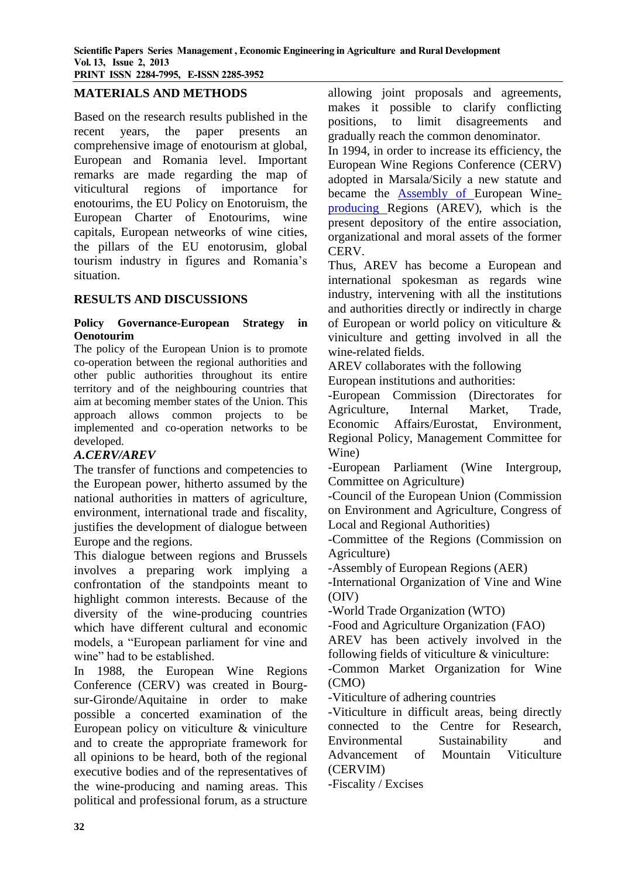## MATERIALS AND METHODS

Based on the research results published in the recent years, the paper presents an comprehensive image of enotourism at global, European and Romania level. Important remarks are made regarding the map of viticultural regions of importance for enotourims, the EU Policy on Enotoruism, the European Charter of Enotourims, wine capitals, European networks of wine cities, the pillars of the EU enotorusim, global tourism industry in figures and Romania's situation.

## RESULTS AND DISCUSSIONS

### Policy Governance-European Strategy in Oenotourim

The policy of the European Union is to promote co-operation between the regional authorities and other public authorities throughout its entire territory and of the neighbouring countries that aim at becoming member states of the Union. This approach allows common projects to be implemented and co-operation networks to be developed.

***A.CERV/AREV***

The transfer of functions and competencies to the European power, hitherto assumed by the national authorities in matters of agriculture, environment, international trade and fiscality, justifies the development of dialogue between Europe and the regions.

This dialogue between regions and Brussels involves a preparing work implying a confrontation of the standpoints meant to highlight common interests. Because of the diversity of the wine-producing countries which have different cultural and economic models, a "European parliament for vine and wine" had to be established.

In 1988, the European Wine Regions Conference (CERV) was created in Bourg-sur-Gironde/Aquitaine in order to make possible a concerted examination of the European policy on viticulture & viniculture and to create the appropriate framework for all opinions to be heard, both of the regional executive bodies and of the representatives of the wine-producing and naming areas. This political and professional forum, as a structure allowing joint proposals and agreements, makes it possible to clarify conflicting positions, to limit disagreements and gradually reach the common denominator.

In 1994, in order to increase its efficiency, the European Wine Regions Conference (CERV) adopted in Marsala/Sicily a new statute and became the Assembly of European Wine-producing Regions (AREV), which is the present depository of the entire association, organizational and moral assets of the former CERV.

Thus, AREV has become a European and international spokesman as regards wine industry, intervening with all the institutions and authorities directly or indirectly in charge of European or world policy on viticulture & viniculture and getting involved in all the wine-related fields.

AREV collaborates with the following European institutions and authorities:

- -European Commission (Directorates for Agriculture, Internal Market, Trade, Economic Affairs/Eurostat, Environment, Regional Policy, Management Committee for Wine)
- -European Parliament (Wine Intergroup, Committee on Agriculture)
- -Council of the European Union (Commission on Environment and Agriculture, Congress of Local and Regional Authorities)
- -Committee of the Regions (Commission on Agriculture)
- -Assembly of European Regions (AER)
- -International Organization of Vine and Wine (OIV)
- -World Trade Organization (WTO)
- -Food and Agriculture Organization (FAO)

AREV has been actively involved in the following fields of viticulture & viniculture:

- -Common Market Organization for Wine (CMO)
- -Viticulture of adhering countries
- -Viticulture in difficult areas, being directly connected to the Centre for Research, Environmental Sustainability and Advancement of Mountain Viticulture (CERVIM)
- -Fiscality / Excises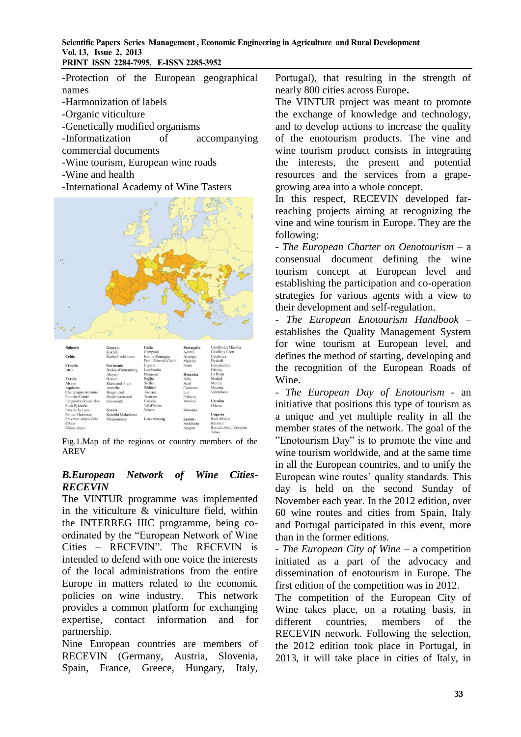-Protection of the European geographical names
-Harmonization of labels
-Organic viticulture
-Genetically modified organisms
-Informatization of accompanying commercial documents
-Wine tourism, European wine roads
-Wine and health
-International Academy of Wine Tasters

| Bulgaria | Georgia | Italia | Portugalia | Castilla-La Mancha |
|---|---|---|---|---|
| | Kakheti | Campania | Açores | Castilla y León |
| Cehia | Racha-Lechkhumi | Emilia-Romagna | Alentejo | Catalunya |
| | | Friuli-Venezia-Giulia | Madeira | Euskadi |
| Croatia | Germania | Liguria | Norte | Extremadura |
| Istrie | Baden-Württemberg | Lombardia | | Galicia |
| | /Bayern | Piemonte | Romania | La Rioja |
| Franța | Hessen | Puglia | Alba | Madrid |
| Alsace | Rheinland-Pfalz | Sicilia | Arad | Murcia |
| Aquitaine | Austriche | Südtirol | Constanta | Navarra |
| Champagne-Ardenne | Burgenland | Toscana | Iasi | Valenciana |
| Franche-Comté | Niederösterreich | Trentino | Prahova | |
| Languedoc-Roussillon | Steiermark | Umbria | Vrancea | Ucraina |
| Midi-Pyrénées | | Val d'Aoste | | Odessa |
| Pays de la Loire | Grecia | Veneto | Slovenia | |
| Poitou-Charentes | Kentriki Makedonia | | | Ungaria |
| Provence-Alpes-Côte d'Azur | Peloponnisos | Luxembourg | Spania | Bacs-Kiskun |
| Rhône-Alpes | | | Andalucia | Baranya |
| | | | Aragon | Borsod-Abauj-Zemplen |
| | | | | Tolna |

Fig.1.Map of the regions or country members of the AREV

### *B.European Network of Wine Cities-RECEVIN*

The VINTUR programme was implemented in the viticulture & viniculture field, within the INTERREG IIIC programme, being co-ordinated by the "European Network of Wine Cities – RECEVIN". The RECEVIN is intended to defend with one voice the interests of the local administrations from the entire Europe in matters related to the economic policies on wine industry. This network provides a common platform for exchanging expertise, contact information and for partnership.

Nine European countries are members of RECEVIN (Germany, Austria, Slovenia, Spain, France, Greece, Hungary, Italy, Portugal), that resulting in the strength of nearly 800 cities across Europe**.**

The VINTUR project was meant to promote the exchange of knowledge and technology, and to develop actions to increase the quality of the enotourism products. The vine and wine tourism product consists in integrating the interests, the present and potential resources and the services from a grape-growing area into a whole concept.

In this respect, RECEVIN developed far-reaching projects aiming at recognizing the vine and wine tourism in Europe. They are the following:

- *The European Charter on Oenotourism* – a consensual document defining the wine tourism concept at European level and establishing the participation and co-operation strategies for various agents with a view to their development and self-regulation.

- *The European Enotourism Handbook* – establishes the Quality Management System for wine tourism at European level, and defines the method of starting, developing and the recognition of the European Roads of Wine.

- *The European Day of Enotourism* - an initiative that positions this type of tourism as a unique and yet multiple reality in all the member states of the network. The goal of the "Enotourism Day" is to promote the vine and wine tourism worldwide, and at the same time in all the European countries, and to unify the European wine routes' quality standards. This day is held on the second Sunday of November each year. In the 2012 edition, over 60 wine routes and cities from Spain, Italy and Portugal participated in this event, more than in the former editions.

- *The European City of Wine* – a competition initiated as a part of the advocacy and dissemination of enotourism in Europe. The first edition of the competition was in 2012.

The competition of the European City of Wine takes place, on a rotating basis, in different countries, members of the RECEVIN network. Following the selection, the 2012 edition took place in Portugal, in 2013, it will take place in cities of Italy, in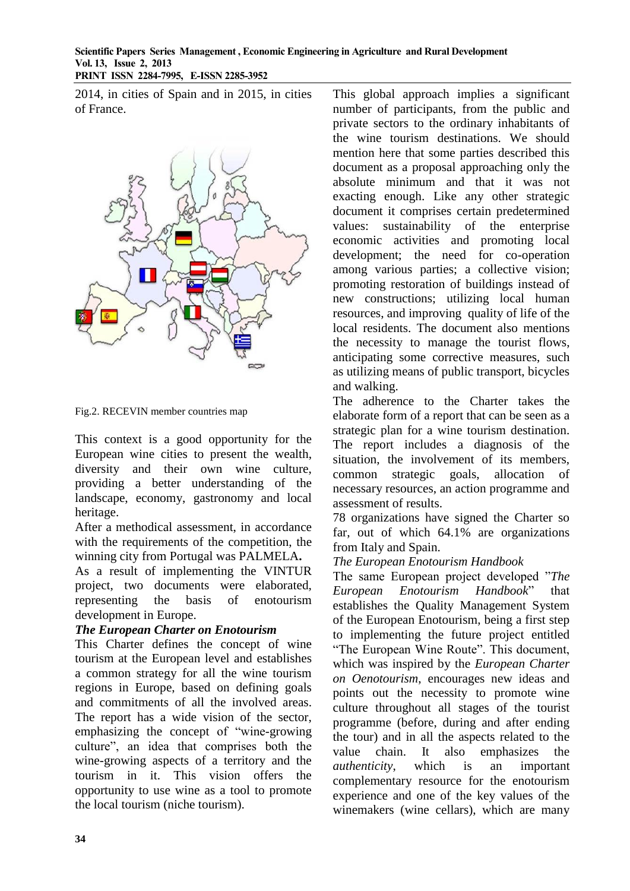2014, in cities of Spain and in 2015, in cities of France.

Fig.2. RECEVIN member countries map

This context is a good opportunity for the European wine cities to present the wealth, diversity and their own wine culture, providing a better understanding of the landscape, economy, gastronomy and local heritage.

After a methodical assessment, in accordance with the requirements of the competition, the winning city from Portugal was PALMELA**.**

As a result of implementing the VINTUR project, two documents were elaborated, representing the basis of enotourism development in Europe.

***The European Charter on Enotourism***

This Charter defines the concept of wine tourism at the European level and establishes a common strategy for all the wine tourism regions in Europe, based on defining goals and commitments of all the involved areas. The report has a wide vision of the sector, emphasizing the concept of "wine-growing culture", an idea that comprises both the wine-growing aspects of a territory and the tourism in it. This vision offers the opportunity to use wine as a tool to promote the local tourism (niche tourism).

This global approach implies a significant number of participants, from the public and private sectors to the ordinary inhabitants of the wine tourism destinations. We should mention here that some parties described this document as a proposal approaching only the absolute minimum and that it was not exacting enough. Like any other strategic document it comprises certain predetermined values: sustainability of the enterprise economic activities and promoting local development; the need for co-operation among various parties; a collective vision; promoting restoration of buildings instead of new constructions; utilizing local human resources, and improving quality of life of the local residents. The document also mentions the necessity to manage the tourist flows, anticipating some corrective measures, such as utilizing means of public transport, bicycles and walking.

The adherence to the Charter takes the elaborate form of a report that can be seen as a strategic plan for a wine tourism destination. The report includes a diagnosis of the situation, the involvement of its members, common strategic goals, allocation of necessary resources, an action programme and assessment of results.

78 organizations have signed the Charter so far, out of which 64.1% are organizations from Italy and Spain.

*The European Enotourism Handbook*

The same European project developed "*The European Enotourism Handbook*" that establishes the Quality Management System of the European Enotourism, being a first step to implementing the future project entitled "The European Wine Route". This document, which was inspired by the *European Charter on Oenotourism*, encourages new ideas and points out the necessity to promote wine culture throughout all stages of the tourist programme (before, during and after ending the tour) and in all the aspects related to the value chain. It also emphasizes the *authenticity*, which is an important complementary resource for the enotourism experience and one of the key values of the winemakers (wine cellars), which are many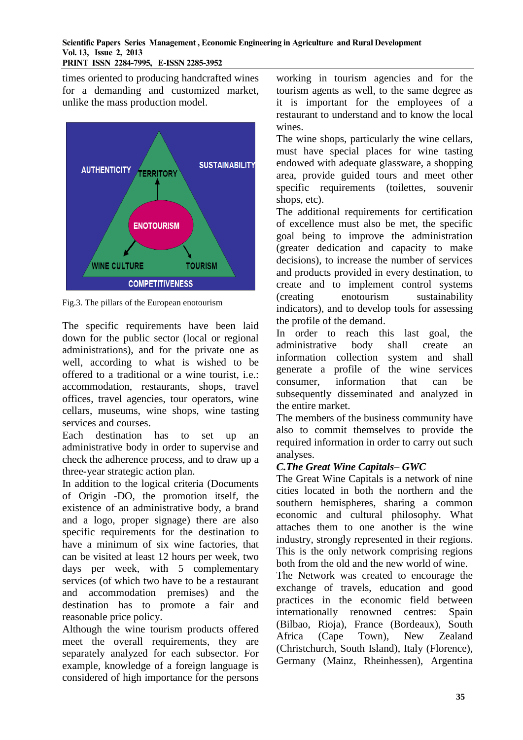times oriented to producing handcrafted wines for a demanding and customized market, unlike the mass production model.

Fig.3. The pillars of the European enotourism

The specific requirements have been laid down for the public sector (local or regional administrations), and for the private one as well, according to what is wished to be offered to a traditional or a wine tourist, i.e.: accommodation, restaurants, shops, travel offices, travel agencies, tour operators, wine cellars, museums, wine shops, wine tasting services and courses.

Each destination has to set up an administrative body in order to supervise and check the adherence process, and to draw up a three-year strategic action plan.

In addition to the logical criteria (Documents of Origin -DO, the promotion itself, the existence of an administrative body, a brand and a logo, proper signage) there are also specific requirements for the destination to have a minimum of six wine factories, that can be visited at least 12 hours per week, two days per week, with 5 complementary services (of which two have to be a restaurant and accommodation premises) and the destination has to promote a fair and reasonable price policy.

Although the wine tourism products offered meet the overall requirements, they are separately analyzed for each subsector. For example, knowledge of a foreign language is considered of high importance for the persons working in tourism agencies and for the tourism agents as well, to the same degree as it is important for the employees of a restaurant to understand and to know the local wines.

The wine shops, particularly the wine cellars, must have special places for wine tasting endowed with adequate glassware, a shopping area, provide guided tours and meet other specific requirements (toilettes, souvenir shops, etc).

The additional requirements for certification of excellence must also be met, the specific goal being to improve the administration (greater dedication and capacity to make decisions), to increase the number of services and products provided in every destination, to create and to implement control systems (creating enotourism sustainability indicators), and to develop tools for assessing the profile of the demand.

In order to reach this last goal, the administrative body shall create an information collection system and shall generate a profile of the wine services consumer, information that can be subsequently disseminated and analyzed in the entire market.

The members of the business community have also to commit themselves to provide the required information in order to carry out such analyses.

***C.The Great Wine Capitals– GWC***

The Great Wine Capitals is a network of nine cities located in both the northern and the southern hemispheres, sharing a common economic and cultural philosophy. What attaches them to one another is the wine industry, strongly represented in their regions. This is the only network comprising regions both from the old and the new world of wine.

The Network was created to encourage the exchange of travels, education and good practices in the economic field between internationally renowned centres: Spain (Bilbao, Rioja), France (Bordeaux), South Africa (Cape Town), New Zealand (Christchurch, South Island), Italy (Florence), Germany (Mainz, Rheinhessen), Argentina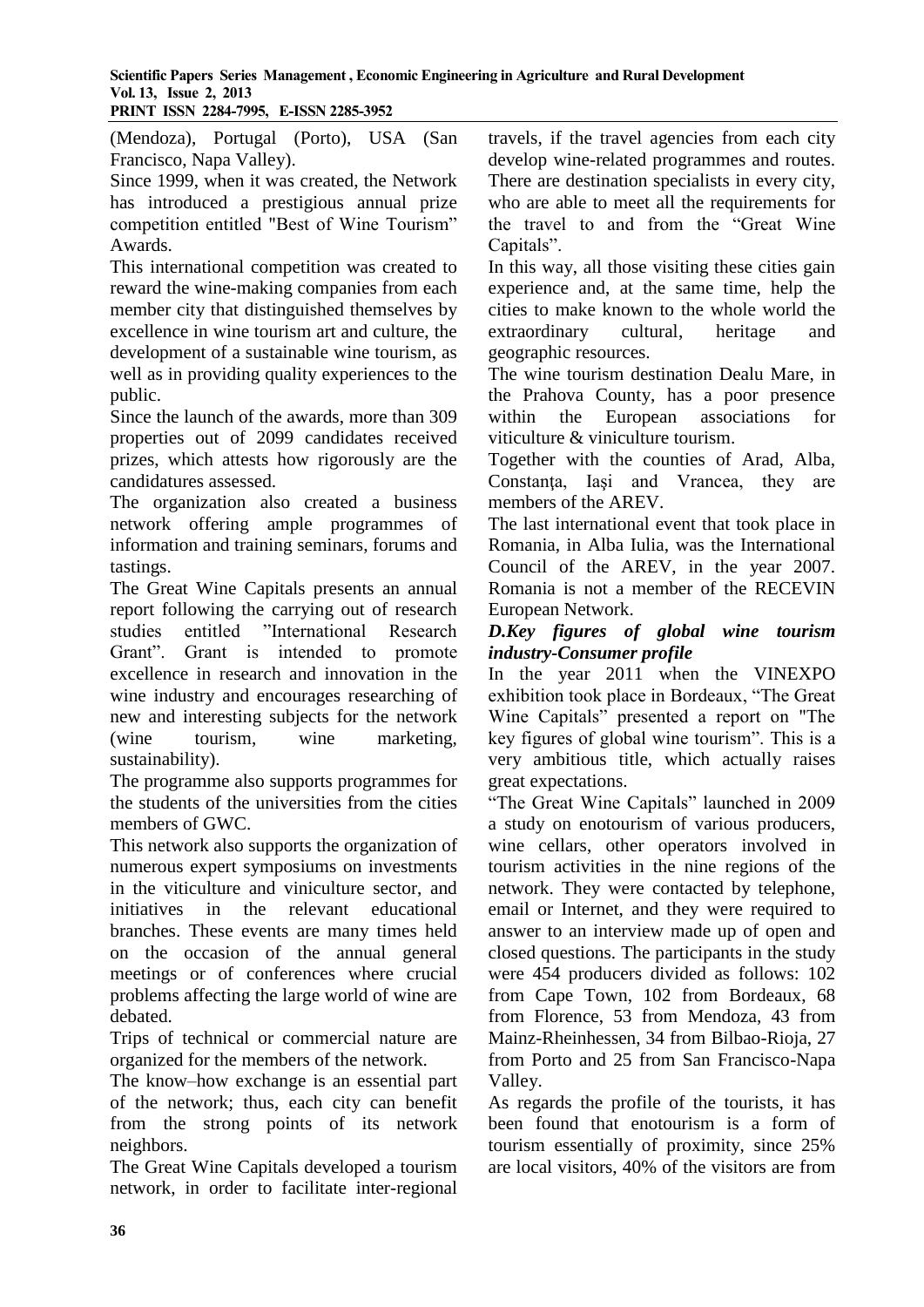(Mendoza), Portugal (Porto), USA (San Francisco, Napa Valley).

Since 1999, when it was created, the Network has introduced a prestigious annual prize competition entitled "Best of Wine Tourism" Awards.

This international competition was created to reward the wine-making companies from each member city that distinguished themselves by excellence in wine tourism art and culture, the development of a sustainable wine tourism, as well as in providing quality experiences to the public.

Since the launch of the awards, more than 309 properties out of 2099 candidates received prizes, which attests how rigorously are the candidatures assessed.

The organization also created a business network offering ample programmes of information and training seminars, forums and tastings.

The Great Wine Capitals presents an annual report following the carrying out of research studies entitled "International Research Grant". Grant is intended to promote excellence in research and innovation in the wine industry and encourages researching of new and interesting subjects for the network (wine tourism, wine marketing, sustainability).

The programme also supports programmes for the students of the universities from the cities members of GWC.

This network also supports the organization of numerous expert symposiums on investments in the viticulture and viniculture sector, and initiatives in the relevant educational branches. These events are many times held on the occasion of the annual general meetings or of conferences where crucial problems affecting the large world of wine are debated.

Trips of technical or commercial nature are organized for the members of the network.

The know–how exchange is an essential part of the network; thus, each city can benefit from the strong points of its network neighbors.

The Great Wine Capitals developed a tourism network, in order to facilitate inter-regional travels, if the travel agencies from each city develop wine-related programmes and routes. There are destination specialists in every city, who are able to meet all the requirements for the travel to and from the "Great Wine Capitals".

In this way, all those visiting these cities gain experience and, at the same time, help the cities to make known to the whole world the extraordinary cultural, heritage and geographic resources.

The wine tourism destination Dealu Mare, in the Prahova County, has a poor presence within the European associations for viticulture & viniculture tourism.

Together with the counties of Arad, Alba, Constanța, Iaşi and Vrancea, they are members of the AREV.

The last international event that took place in Romania, in Alba Iulia, was the International Council of the AREV, in the year 2007. Romania is not a member of the RECEVIN European Network.

***D.Key figures of global wine tourism industry-Consumer profile***

In the year 2011 when the VINEXPO exhibition took place in Bordeaux, "The Great Wine Capitals" presented a report on "The key figures of global wine tourism". This is a very ambitious title, which actually raises great expectations.

"The Great Wine Capitals" launched in 2009 a study on enotourism of various producers, wine cellars, other operators involved in tourism activities in the nine regions of the network. They were contacted by telephone, email or Internet, and they were required to answer to an interview made up of open and closed questions. The participants in the study were 454 producers divided as follows: 102 from Cape Town, 102 from Bordeaux, 68 from Florence, 53 from Mendoza, 43 from Mainz-Rheinhessen, 34 from Bilbao-Rioja, 27 from Porto and 25 from San Francisco-Napa Valley.

As regards the profile of the tourists, it has been found that enotourism is a form of tourism essentially of proximity, since 25% are local visitors, 40% of the visitors are from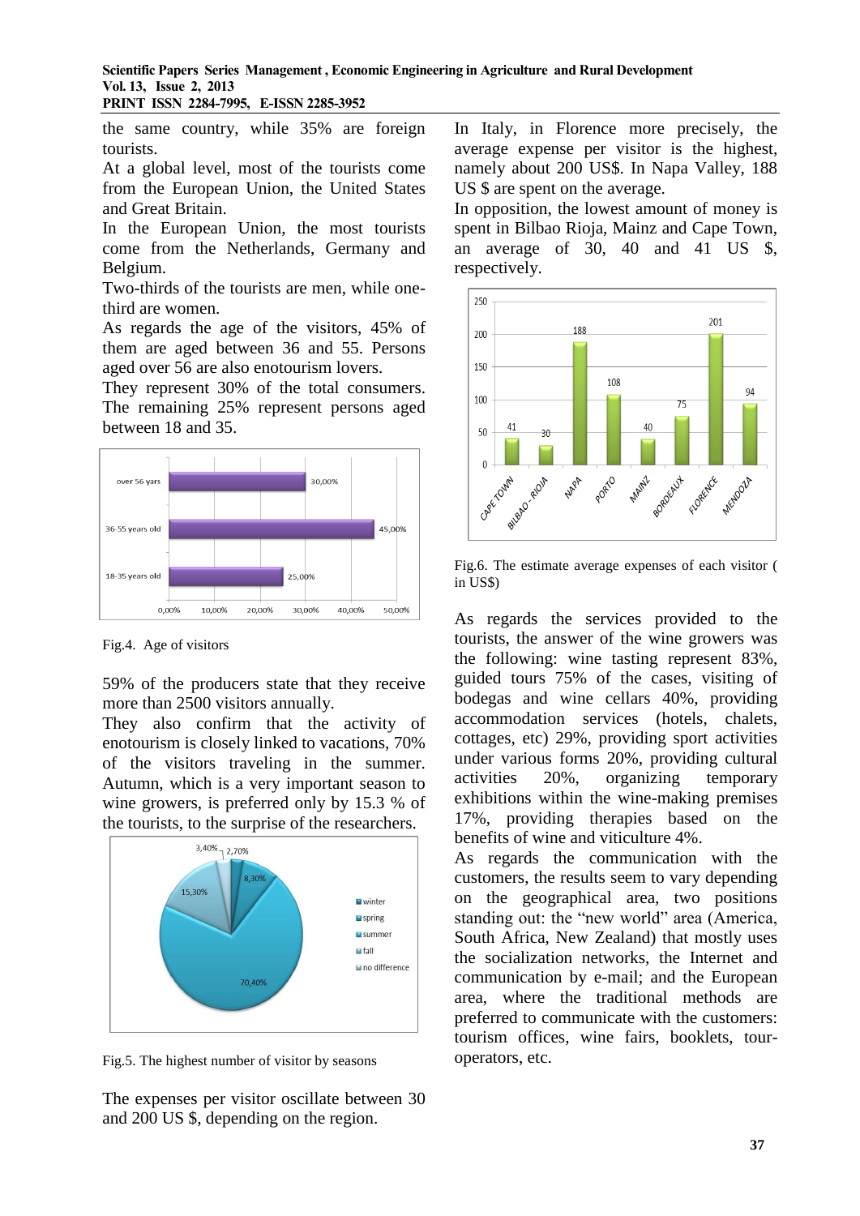the same country, while 35% are foreign tourists.

At a global level, most of the tourists come from the European Union, the United States and Great Britain.

In the European Union, the most tourists come from the Netherlands, Germany and Belgium.

Two-thirds of the tourists are men, while one-third are women.

As regards the age of the visitors, 45% of them are aged between 36 and 55. Persons aged over 56 are also enotourism lovers.

They represent 30% of the total consumers. The remaining 25% represent persons aged between 18 and 35.

Fig.4. Age of visitors

59% of the producers state that they receive more than 2500 visitors annually.

They also confirm that the activity of enotourism is closely linked to vacations, 70% of the visitors traveling in the summer. Autumn, which is a very important season to wine growers, is preferred only by 15.3 % of the tourists, to the surprise of the researchers.

Fig.5. The highest number of visitor by seasons

The expenses per visitor oscillate between 30 and 200 US $, depending on the region.

In Italy, in Florence more precisely, the average expense per visitor is the highest, namely about 200 US$. In Napa Valley, 188 US $ are spent on the average.

In opposition, the lowest amount of money is spent in Bilbao Rioja, Mainz and Cape Town, an average of 30, 40 and 41 US $, respectively.

Fig.6. The estimate average expenses of each visitor ( in US$)

As regards the services provided to the tourists, the answer of the wine growers was the following: wine tasting represent 83%, guided tours 75% of the cases, visiting of bodegas and wine cellars 40%, providing accommodation services (hotels, chalets, cottages, etc) 29%, providing sport activities under various forms 20%, providing cultural activities 20%, organizing temporary exhibitions within the wine-making premises 17%, providing therapies based on the benefits of wine and viticulture 4%.

As regards the communication with the customers, the results seem to vary depending on the geographical area, two positions standing out: the "new world" area (America, South Africa, New Zealand) that mostly uses the socialization networks, the Internet and communication by e-mail; and the European area, where the traditional methods are preferred to communicate with the customers: tourism offices, wine fairs, booklets, tour-operators, etc.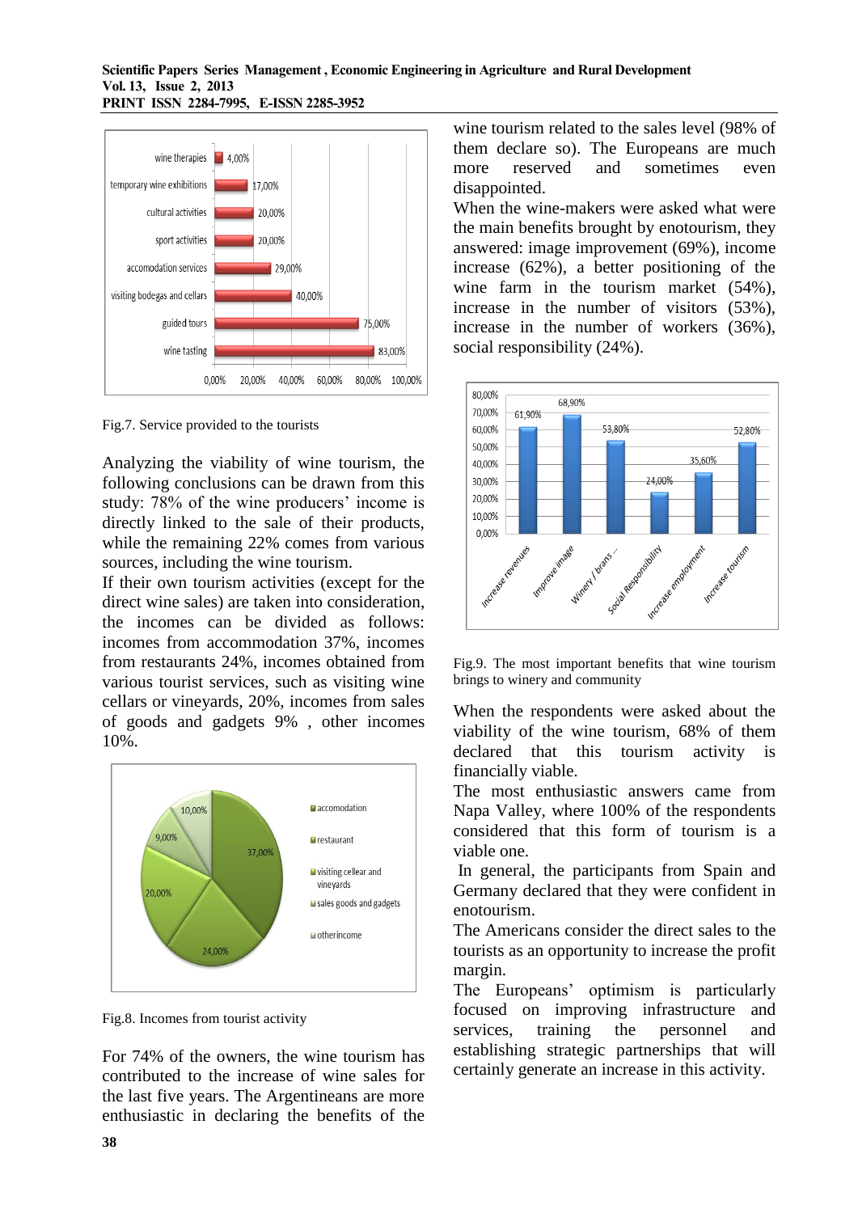Fig.7. Service provided to the tourists

Analyzing the viability of wine tourism, the following conclusions can be drawn from this study: 78% of the wine producers' income is directly linked to the sale of their products, while the remaining 22% comes from various sources, including the wine tourism.

If their own tourism activities (except for the direct wine sales) are taken into consideration, the incomes can be divided as follows: incomes from accommodation 37%, incomes from restaurants 24%, incomes obtained from various tourist services, such as visiting wine cellars or vineyards, 20%, incomes from sales of goods and gadgets 9% , other incomes 10%.

Fig.8. Incomes from tourist activity

For 74% of the owners, the wine tourism has contributed to the increase of wine sales for the last five years. The Argentineans are more enthusiastic in declaring the benefits of the wine tourism related to the sales level (98% of them declare so). The Europeans are much more reserved and sometimes even disappointed.

When the wine-makers were asked what were the main benefits brought by enotourism, they answered: image improvement (69%), income increase (62%), a better positioning of the wine farm in the tourism market (54%), increase in the number of visitors (53%), increase in the number of workers (36%), social responsibility (24%).

Fig.9. The most important benefits that wine tourism brings to winery and community

When the respondents were asked about the viability of the wine tourism, 68% of them declared that this tourism activity is financially viable.

The most enthusiastic answers came from Napa Valley, where 100% of the respondents considered that this form of tourism is a viable one.

In general, the participants from Spain and Germany declared that they were confident in enotourism.

The Americans consider the direct sales to the tourists as an opportunity to increase the profit margin.

The Europeans' optimism is particularly focused on improving infrastructure and services, training the personnel and establishing strategic partnerships that will certainly generate an increase in this activity.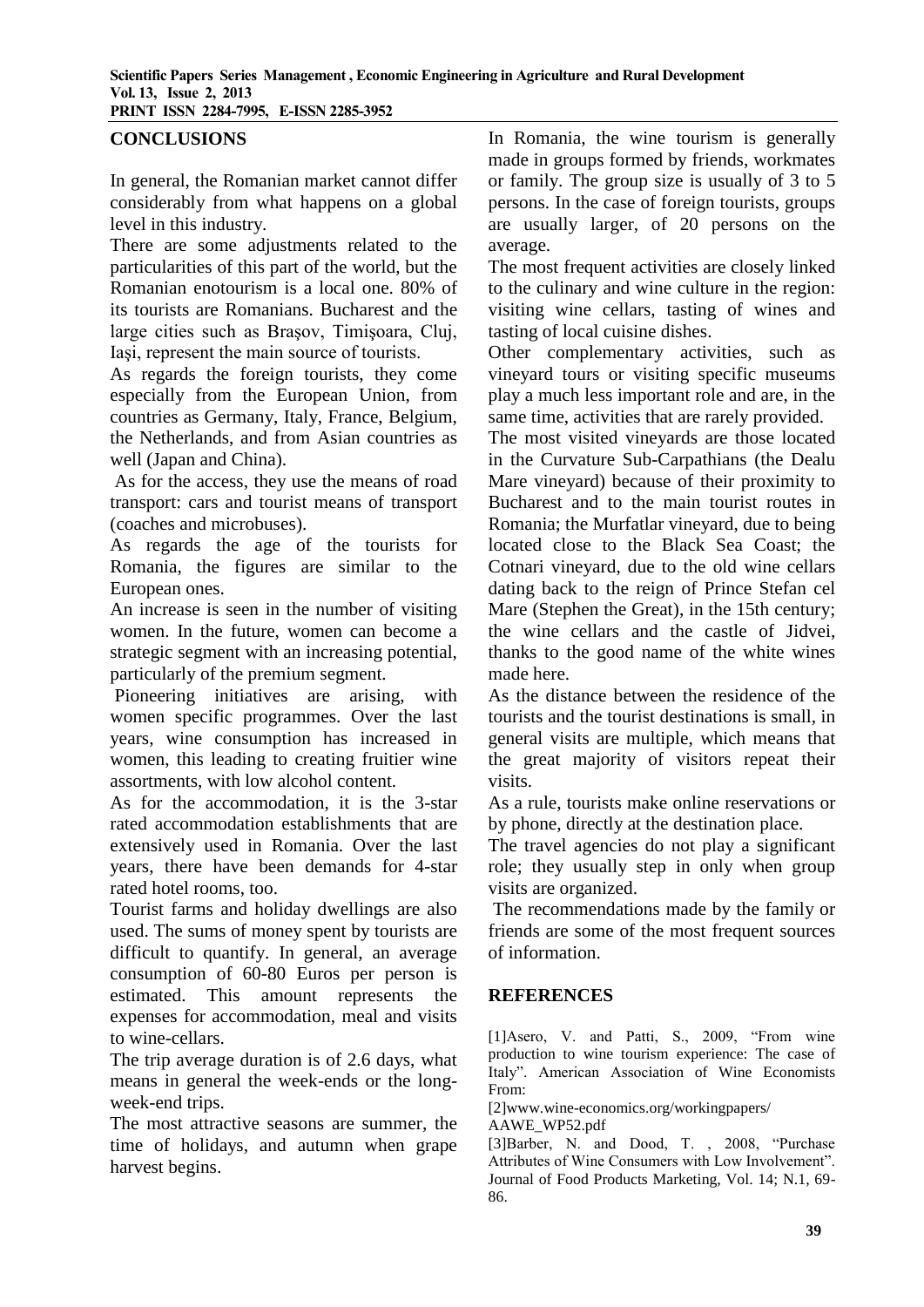## CONCLUSIONS

In general, the Romanian market cannot differ considerably from what happens on a global level in this industry.

There are some adjustments related to the particularities of this part of the world, but the Romanian enotourism is a local one. 80% of its tourists are Romanians. Bucharest and the large cities such as Braşov, Timişoara, Cluj, Iaşi, represent the main source of tourists.

As regards the foreign tourists, they come especially from the European Union, from countries as Germany, Italy, France, Belgium, the Netherlands, and from Asian countries as well (Japan and China).

As for the access, they use the means of road transport: cars and tourist means of transport (coaches and microbuses).

As regards the age of the tourists for Romania, the figures are similar to the European ones.

An increase is seen in the number of visiting women. In the future, women can become a strategic segment with an increasing potential, particularly of the premium segment.

Pioneering initiatives are arising, with women specific programmes. Over the last years, wine consumption has increased in women, this leading to creating fruitier wine assortments, with low alcohol content.

As for the accommodation, it is the 3-star rated accommodation establishments that are extensively used in Romania. Over the last years, there have been demands for 4-star rated hotel rooms, too.

Tourist farms and holiday dwellings are also used. The sums of money spent by tourists are difficult to quantify. In general, an average consumption of 60-80 Euros per person is estimated. This amount represents the expenses for accommodation, meal and visits to wine-cellars.

The trip average duration is of 2.6 days, what means in general the week-ends or the long-week-end trips.

The most attractive seasons are summer, the time of holidays, and autumn when grape harvest begins.

In Romania, the wine tourism is generally made in groups formed by friends, workmates or family. The group size is usually of 3 to 5 persons. In the case of foreign tourists, groups are usually larger, of 20 persons on the average.

The most frequent activities are closely linked to the culinary and wine culture in the region: visiting wine cellars, tasting of wines and tasting of local cuisine dishes.

Other complementary activities, such as vineyard tours or visiting specific museums play a much less important role and are, in the same time, activities that are rarely provided.

The most visited vineyards are those located in the Curvature Sub-Carpathians (the Dealu Mare vineyard) because of their proximity to Bucharest and to the main tourist routes in Romania; the Murfatlar vineyard, due to being located close to the Black Sea Coast; the Cotnari vineyard, due to the old wine cellars dating back to the reign of Prince Stefan cel Mare (Stephen the Great), in the 15th century; the wine cellars and the castle of Jidvei, thanks to the good name of the white wines made here.

As the distance between the residence of the tourists and the tourist destinations is small, in general visits are multiple, which means that the great majority of visitors repeat their visits.

As a rule, tourists make online reservations or by phone, directly at the destination place.

The travel agencies do not play a significant role; they usually step in only when group visits are organized.

The recommendations made by the family or friends are some of the most frequent sources of information.

## REFERENCES

[1]Asero, V. and Patti, S., 2009, "From wine production to wine tourism experience: The case of Italy". American Association of Wine Economists From:

[2]www.wine-economics.org/workingpapers/AAWE_WP52.pdf

[3]Barber, N. and Dood, T. , 2008, "Purchase Attributes of Wine Consumers with Low Involvement". Journal of Food Products Marketing, Vol. 14; N.1, 69-86.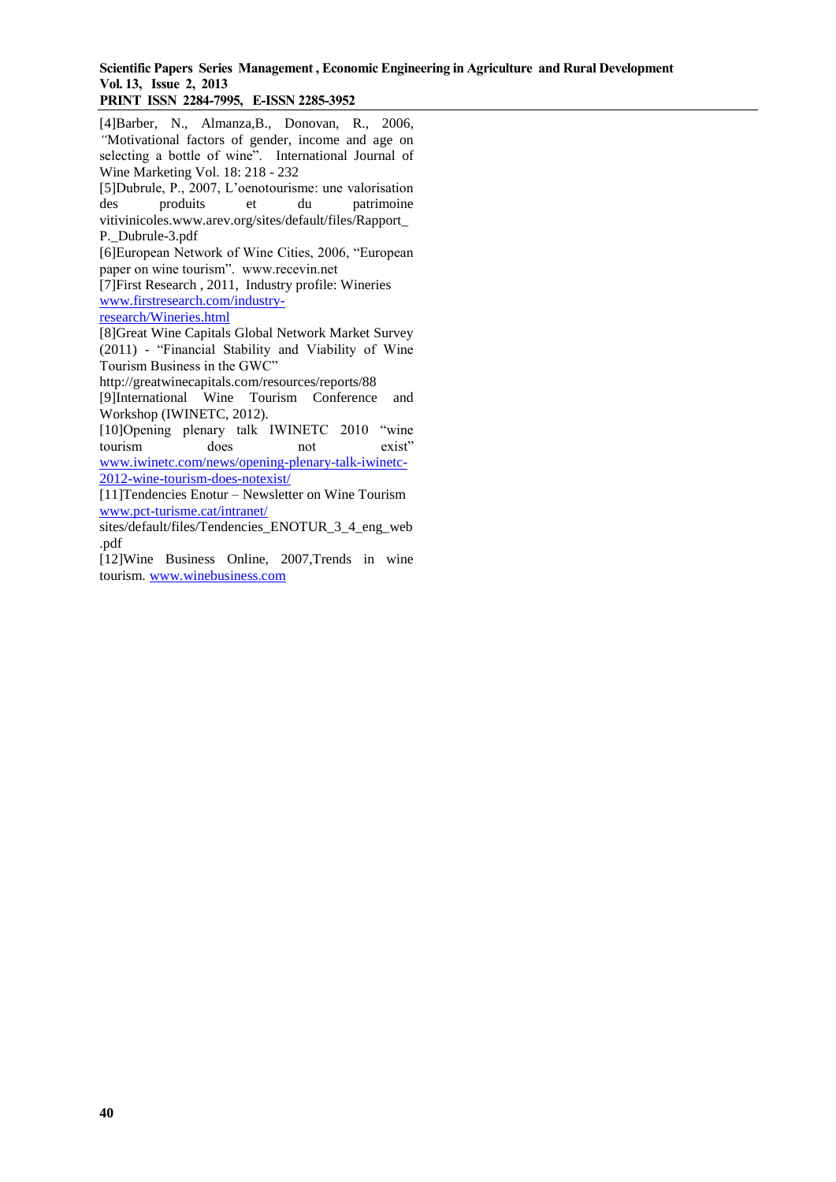[4]Barber, N., Almanza,B., Donovan, R., 2006, "Motivational factors of gender, income and age on selecting a bottle of wine". International Journal of Wine Marketing Vol. 18: 218 - 232

[5]Dubrule, P., 2007, L'oenotourisme: une valorisation des produits et du patrimoine vitivinicoles.www.arev.org/sites/default/files/Rapport_P._Dubrule-3.pdf

[6]European Network of Wine Cities, 2006, "European paper on wine tourism". www.recevin.net

[7]First Research , 2011, Industry profile: Wineries www.firstresearch.com/industry-research/Wineries.html

[8]Great Wine Capitals Global Network Market Survey (2011) - "Financial Stability and Viability of Wine Tourism Business in the GWC" http://greatwinecapitals.com/resources/reports/88

[9]International Wine Tourism Conference and Workshop (IWINETC, 2012).

[10]Opening plenary talk IWINETC 2010 "wine tourism does not exist" www.iwinetc.com/news/opening-plenary-talk-iwinetc-2012-wine-tourism-does-notexist/

[11]Tendencies Enotur – Newsletter on Wine Tourism www.pct-turisme.cat/intranet/sites/default/files/Tendencies_ENOTUR_3_4_eng_web.pdf

[12]Wine Business Online, 2007,Trends in wine tourism. www.winebusiness.com